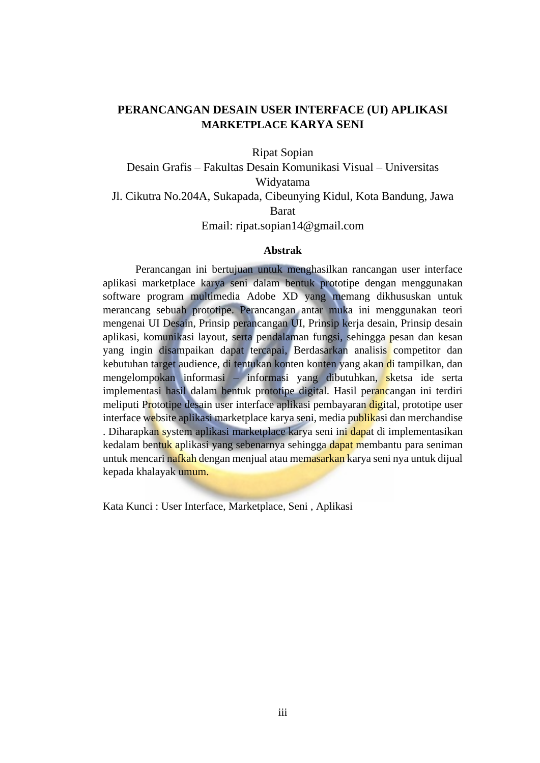# PERANCANGAN DESAIN USER INTERFACE (UI) APLIKASI MARKETPLACE KARYA SENI

Ripat Sopian

Desain Grafis – Fakultas Desain Komunikasi Visual – Universitas Widyatama

Jl. Cikutra No.204A, Sukapada, Cibeunying Kidul, Kota Bandung, Jawa Barat

Email: ripat.sopian14@gmail.com

## Abstrak

Perancangan ini bertujuan untuk menghasilkan rancangan user interface aplikasi marketplace karya seni dalam bentuk prototipe dengan menggunakan software program multimedia Adobe XD yang memang dikhususkan untuk merancang sebuah prototipe. Perancangan antar muka ini menggunakan teori mengenai UI Desain, Prinsip perancangan UI, Prinsip kerja desain, Prinsip desain aplikasi, komunikasi layout, serta pendalaman fungsi, sehingga pesan dan kesan yang ingin disampaikan dapat tercapai, Berdasarkan analisis competitor dan kebutuhan target audience, di tentukan konten konten yang akan di tampilkan, dan mengelompokan informasi – informasi yang dibutuhkan, sketsa ide serta implementasi hasil dalam bentuk prototipe digital. Hasil perancangan ini terdiri meliputi Prototipe desain user interface aplikasi pembayaran digital, prototipe user interface website aplikasi marketplace karya seni, media publikasi dan merchandise . Diharapkan system aplikasi marketplace karya seni ini dapat di implementasikan kedalam bentuk aplikasi yang sebenarnya sehingga dapat membantu para seniman untuk mencari nafkah dengan menjual atau memasarkan karya seni nya untuk dijual kepada khalayak umum.

Kata Kunci : User Interface, Marketplace, Seni , Aplikasi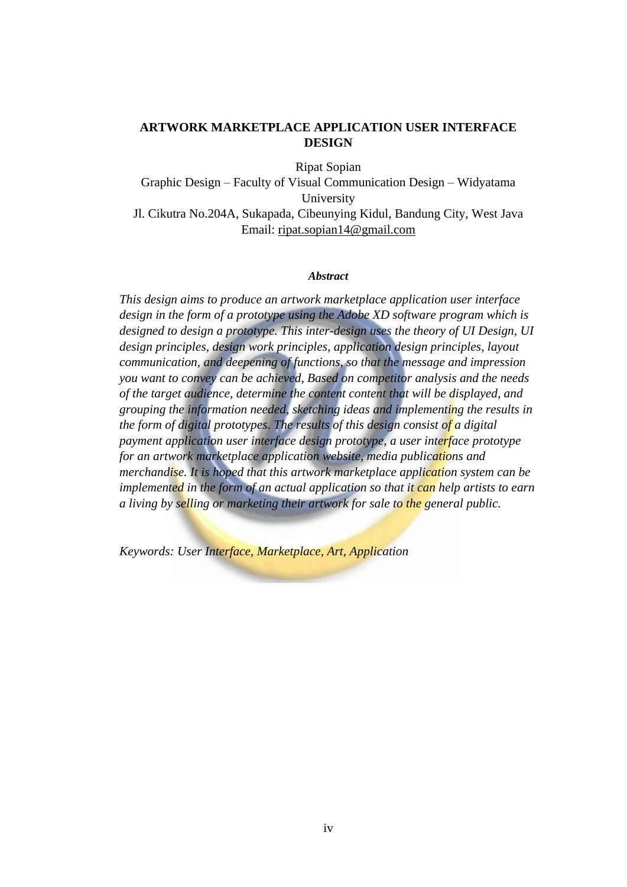# ARTWORK MARKETPLACE APPLICATION USER INTERFACE DESIGN

Ripat Sopian
Graphic Design – Faculty of Visual Communication Design – Widyatama University
Jl. Cikutra No.204A, Sukapada, Cibeunying Kidul, Bandung City, West Java
Email: ripat.sopian14@gmail.com

***Abstract***

*This design aims to produce an artwork marketplace application user interface design in the form of a prototype using the Adobe XD software program which is designed to design a prototype. This inter-design uses the theory of UI Design, UI design principles, design work principles, application design principles, layout communication, and deepening of functions, so that the message and impression you want to convey can be achieved, Based on competitor analysis and the needs of the target audience, determine the content content that will be displayed, and grouping the information needed, sketching ideas and implementing the results in the form of digital prototypes. The results of this design consist of a digital payment application user interface design prototype, a user interface prototype for an artwork marketplace application website, media publications and merchandise. It is hoped that this artwork marketplace application system can be implemented in the form of an actual application so that it can help artists to earn a living by selling or marketing their artwork for sale to the general public.*

*Keywords: User Interface, Marketplace, Art, Application*